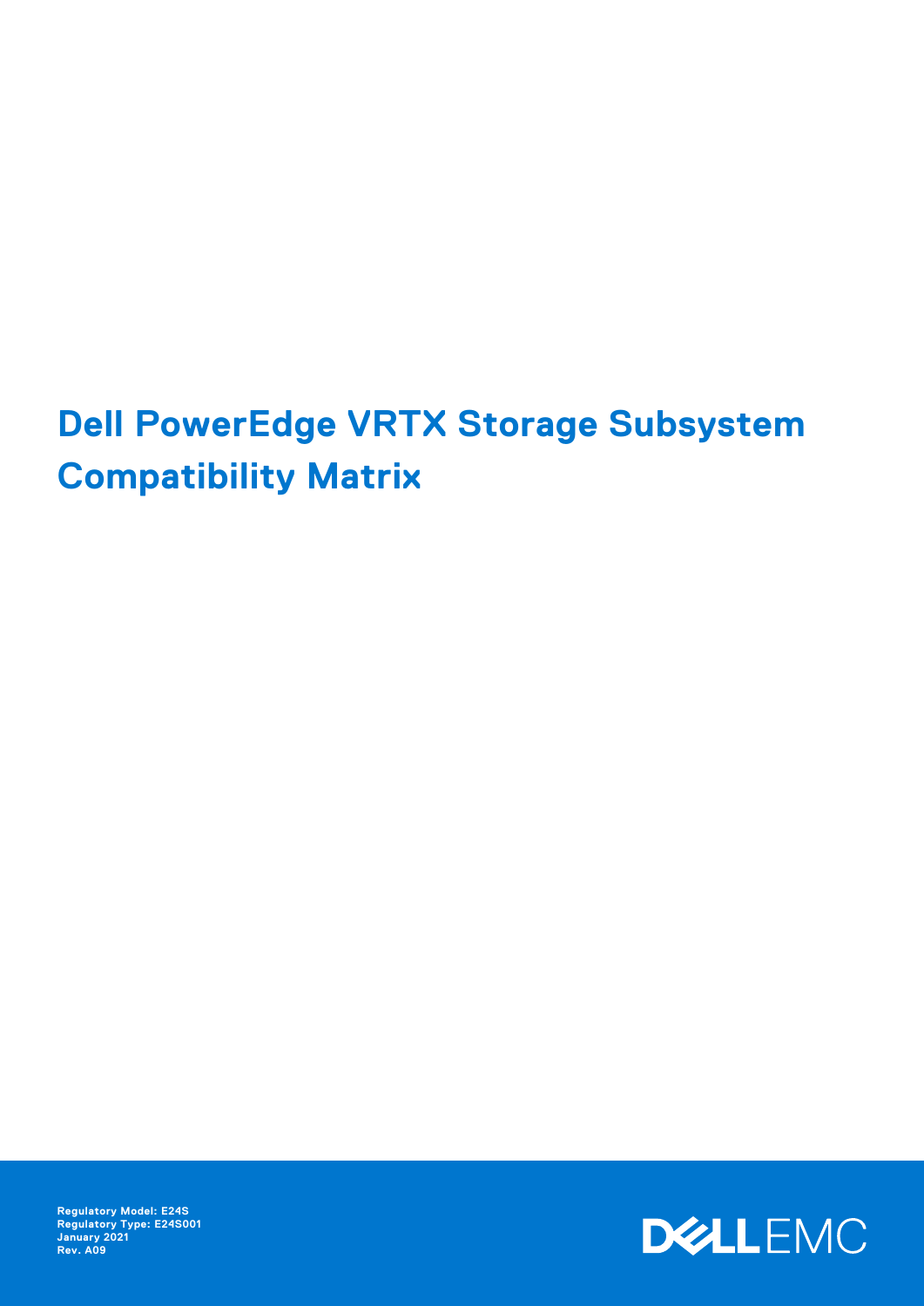# Dell PowerEdge VRTX Storage Subsystem Compatibility Matrix

**Regulatory Model: E24S**
**Regulatory Type: E24S001**
**January 2021**
**Rev. A09**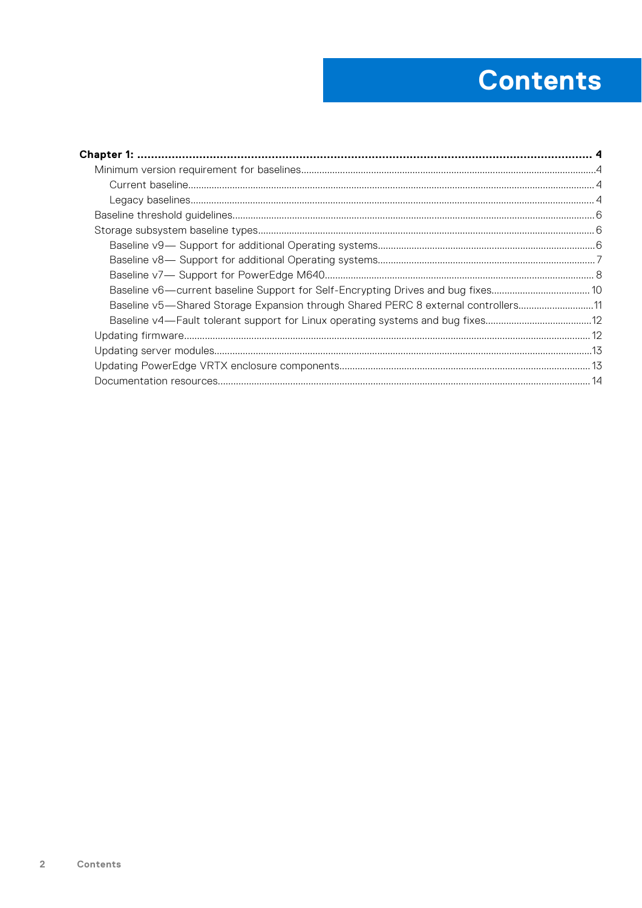# Contents

**Chapter 1: ........................................................................................................ 4**

Minimum version requirement for baselines....................................................................4

Current baseline.......................................................................................................4

Legacy baselines......................................................................................................4

Baseline threshold guidelines.........................................................................................6

Storage subsystem baseline types...................................................................................6

Baseline v9— Support for additional Operating systems................................................6

Baseline v8— Support for additional Operating systems................................................7

Baseline v7— Support for PowerEdge M640.................................................................8

Baseline v6—current baseline Support for Self-Encrypting Drives and bug fixes.................10

Baseline v5—Shared Storage Expansion through Shared PERC 8 external controllers..........11

Baseline v4—Fault tolerant support for Linux operating systems and bug fixes...................12

Updating firmware.......................................................................................................12

Updating server modules..............................................................................................13

Updating PowerEdge VRTX enclosure components...........................................................13

Documentation resources..............................................................................................14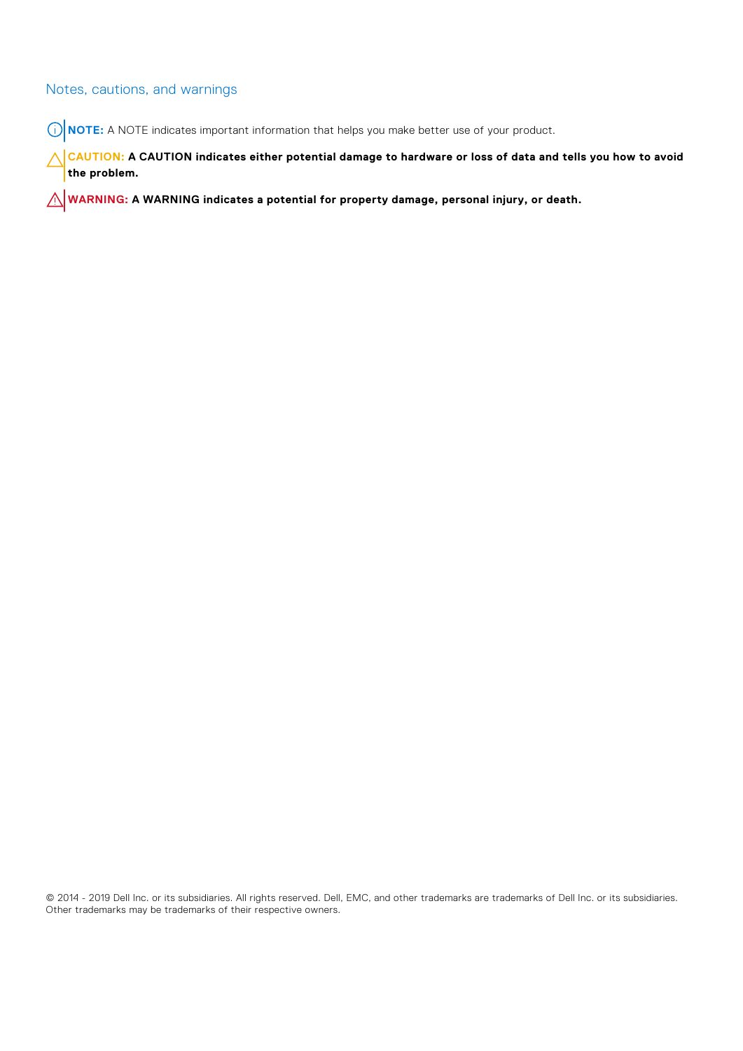## Notes, cautions, and warnings

**NOTE:** A NOTE indicates important information that helps you make better use of your product.

**CAUTION: A CAUTION indicates either potential damage to hardware or loss of data and tells you how to avoid the problem.**

**WARNING: A WARNING indicates a potential for property damage, personal injury, or death.**

© 2014 - 2019 Dell Inc. or its subsidiaries. All rights reserved. Dell, EMC, and other trademarks are trademarks of Dell Inc. or its subsidiaries. Other trademarks may be trademarks of their respective owners.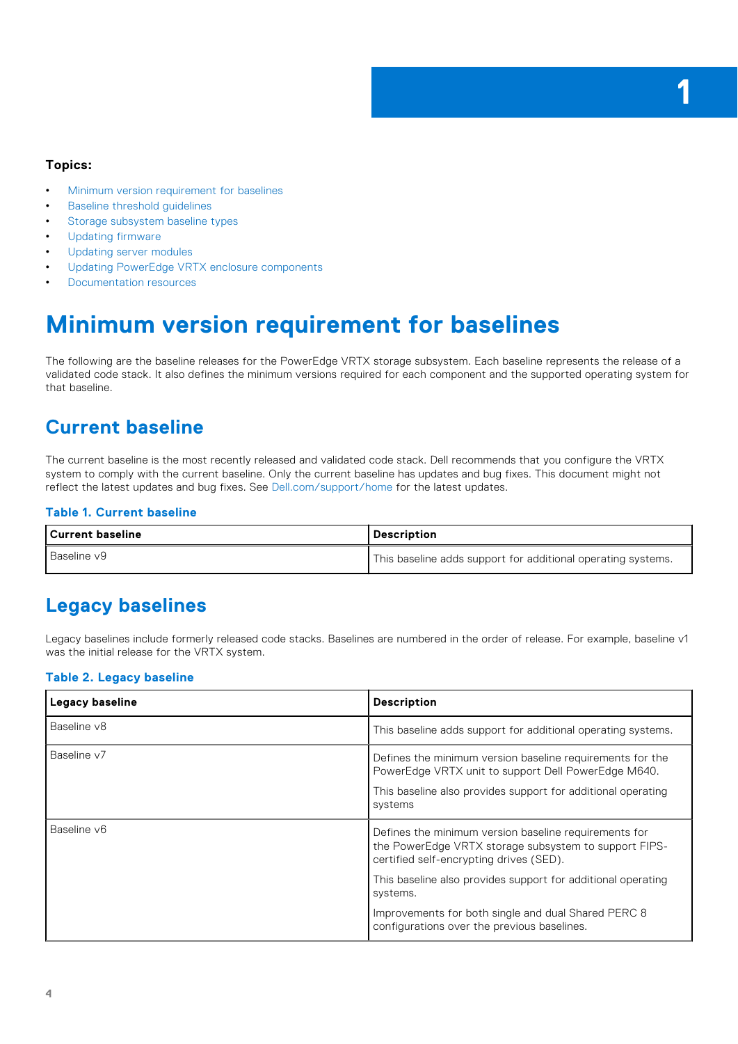# 1

**Topics:**

- Minimum version requirement for baselines
- Baseline threshold guidelines
- Storage subsystem baseline types
- Updating firmware
- Updating server modules
- Updating PowerEdge VRTX enclosure components
- Documentation resources

# Minimum version requirement for baselines

The following are the baseline releases for the PowerEdge VRTX storage subsystem. Each baseline represents the release of a validated code stack. It also defines the minimum versions required for each component and the supported operating system for that baseline.

## Current baseline

The current baseline is the most recently released and validated code stack. Dell recommends that you configure the VRTX system to comply with the current baseline. Only the current baseline has updates and bug fixes. This document might not reflect the latest updates and bug fixes. See Dell.com/support/home for the latest updates.

**Table 1. Current baseline**

| Current baseline | Description |
|---|---|
| Baseline v9 | This baseline adds support for additional operating systems. |

## Legacy baselines

Legacy baselines include formerly released code stacks. Baselines are numbered in the order of release. For example, baseline v1 was the initial release for the VRTX system.

**Table 2. Legacy baseline**

| Legacy baseline | Description |
|---|---|
| Baseline v8 | This baseline adds support for additional operating systems. |
| Baseline v7 | Defines the minimum version baseline requirements for the PowerEdge VRTX unit to support Dell PowerEdge M640.<br><br>This baseline also provides support for additional operating systems |
| Baseline v6 | Defines the minimum version baseline requirements for the PowerEdge VRTX storage subsystem to support FIPS-certified self-encrypting drives (SED).<br><br>This baseline also provides support for additional operating systems.<br><br>Improvements for both single and dual Shared PERC 8 configurations over the previous baselines. |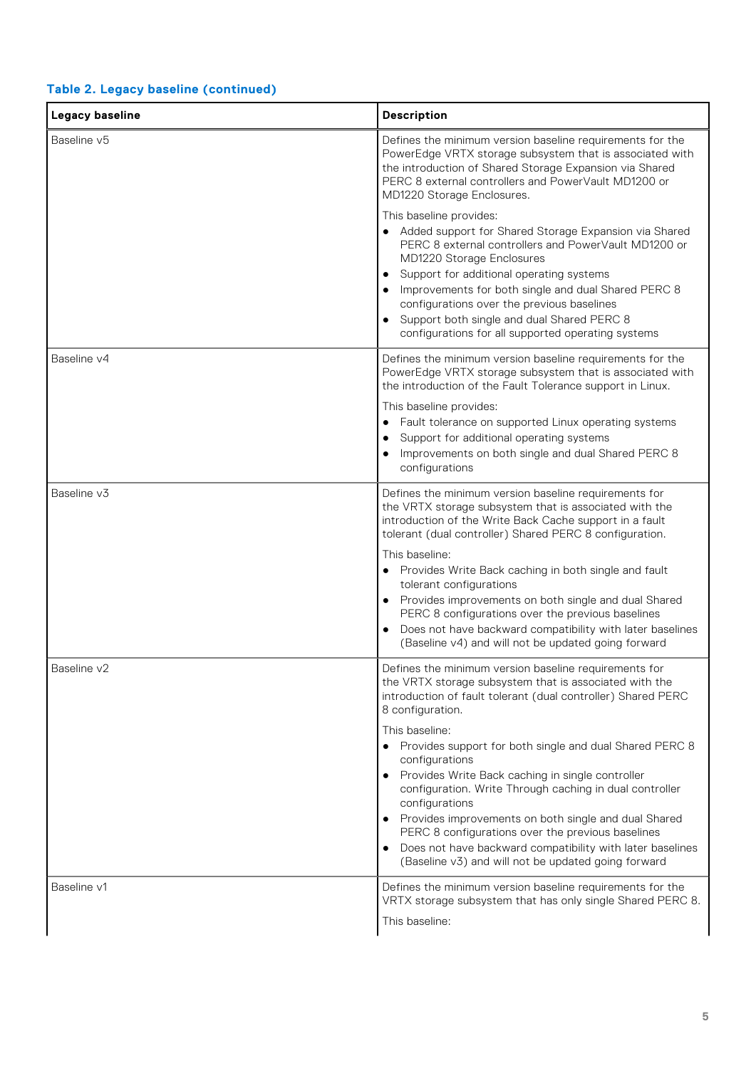**Table 2. Legacy baseline (continued)**

| Legacy baseline | Description |
|---|---|
| Baseline v5 | Defines the minimum version baseline requirements for the PowerEdge VRTX storage subsystem that is associated with the introduction of Shared Storage Expansion via Shared PERC 8 external controllers and PowerVault MD1200 or MD1220 Storage Enclosures.<br><br>This baseline provides:<br>• Added support for Shared Storage Expansion via Shared PERC 8 external controllers and PowerVault MD1200 or MD1220 Storage Enclosures<br>• Support for additional operating systems<br>• Improvements for both single and dual Shared PERC 8 configurations over the previous baselines<br>• Support both single and dual Shared PERC 8 configurations for all supported operating systems |
| Baseline v4 | Defines the minimum version baseline requirements for the PowerEdge VRTX storage subsystem that is associated with the introduction of the Fault Tolerance support in Linux.<br><br>This baseline provides:<br>• Fault tolerance on supported Linux operating systems<br>• Support for additional operating systems<br>• Improvements on both single and dual Shared PERC 8 configurations |
| Baseline v3 | Defines the minimum version baseline requirements for the VRTX storage subsystem that is associated with the introduction of the Write Back Cache support in a fault tolerant (dual controller) Shared PERC 8 configuration.<br><br>This baseline:<br>• Provides Write Back caching in both single and fault tolerant configurations<br>• Provides improvements on both single and dual Shared PERC 8 configurations over the previous baselines<br>• Does not have backward compatibility with later baselines (Baseline v4) and will not be updated going forward |
| Baseline v2 | Defines the minimum version baseline requirements for the VRTX storage subsystem that is associated with the introduction of fault tolerant (dual controller) Shared PERC 8 configuration.<br><br>This baseline:<br>• Provides support for both single and dual Shared PERC 8 configurations<br>• Provides Write Back caching in single controller configuration. Write Through caching in dual controller configurations<br>• Provides improvements on both single and dual Shared PERC 8 configurations over the previous baselines<br>• Does not have backward compatibility with later baselines (Baseline v3) and will not be updated going forward |
| Baseline v1 | Defines the minimum version baseline requirements for the VRTX storage subsystem that has only single Shared PERC 8.<br><br>This baseline: |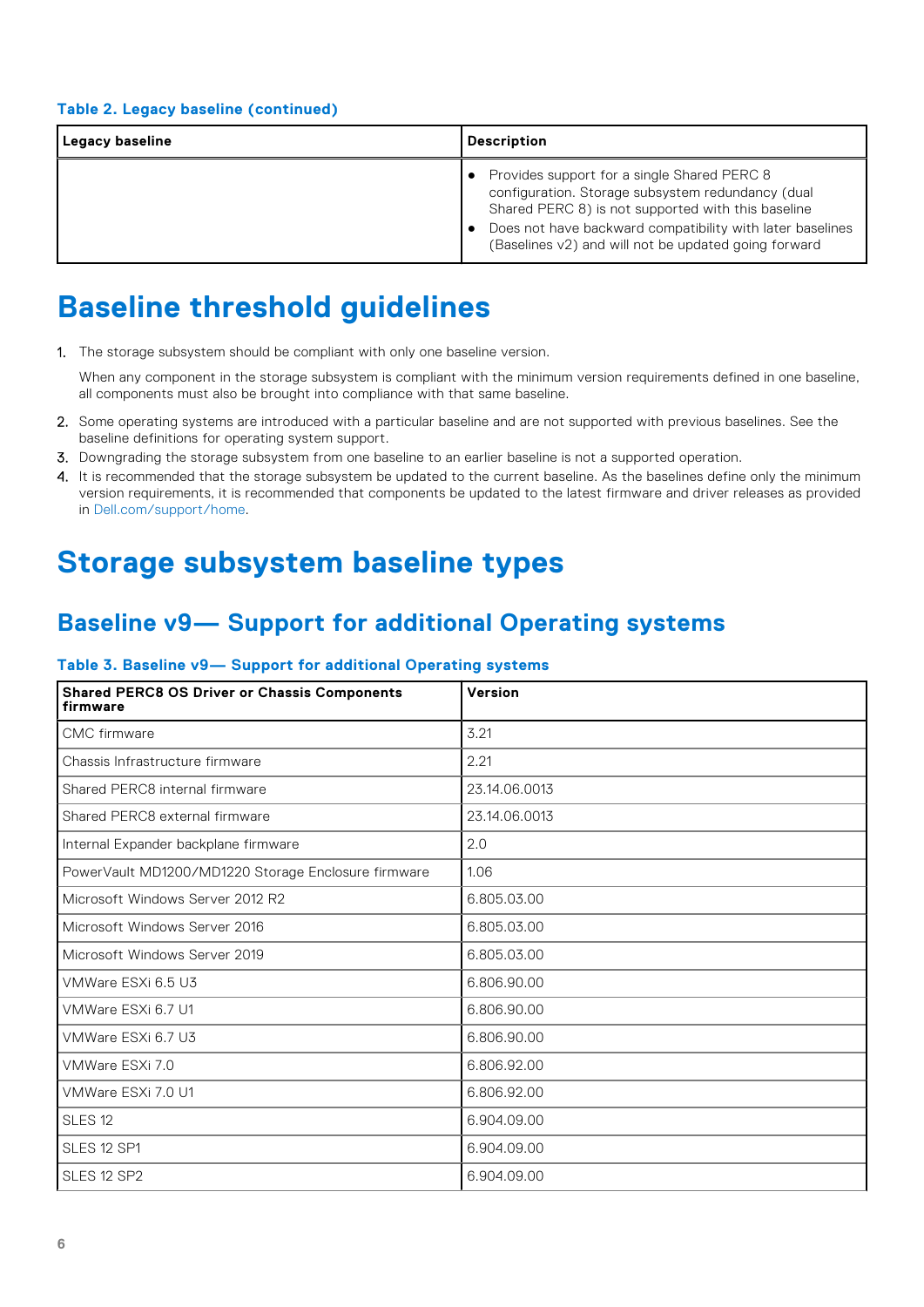**Table 2. Legacy baseline (continued)**

| Legacy baseline | Description |
|---|---|
| | • Provides support for a single Shared PERC 8 configuration. Storage subsystem redundancy (dual Shared PERC 8) is not supported with this baseline<br>• Does not have backward compatibility with later baselines (Baselines v2) and will not be updated going forward |

# Baseline threshold guidelines

1. The storage subsystem should be compliant with only one baseline version.

   When any component in the storage subsystem is compliant with the minimum version requirements defined in one baseline, all components must also be brought into compliance with that same baseline.
2. Some operating systems are introduced with a particular baseline and are not supported with previous baselines. See the baseline definitions for operating system support.
3. Downgrading the storage subsystem from one baseline to an earlier baseline is not a supported operation.
4. It is recommended that the storage subsystem be updated to the current baseline. As the baselines define only the minimum version requirements, it is recommended that components be updated to the latest firmware and driver releases as provided in Dell.com/support/home.

# Storage subsystem baseline types

## Baseline v9— Support for additional Operating systems

**Table 3. Baseline v9— Support for additional Operating systems**

| Shared PERC8 OS Driver or Chassis Components firmware | Version |
|---|---|
| CMC firmware | 3.21 |
| Chassis Infrastructure firmware | 2.21 |
| Shared PERC8 internal firmware | 23.14.06.0013 |
| Shared PERC8 external firmware | 23.14.06.0013 |
| Internal Expander backplane firmware | 2.0 |
| PowerVault MD1200/MD1220 Storage Enclosure firmware | 1.06 |
| Microsoft Windows Server 2012 R2 | 6.805.03.00 |
| Microsoft Windows Server 2016 | 6.805.03.00 |
| Microsoft Windows Server 2019 | 6.805.03.00 |
| VMWare ESXi 6.5 U3 | 6.806.90.00 |
| VMWare ESXi 6.7 U1 | 6.806.90.00 |
| VMWare ESXi 6.7 U3 | 6.806.90.00 |
| VMWare ESXi 7.0 | 6.806.92.00 |
| VMWare ESXi 7.0 U1 | 6.806.92.00 |
| SLES 12 | 6.904.09.00 |
| SLES 12 SP1 | 6.904.09.00 |
| SLES 12 SP2 | 6.904.09.00 |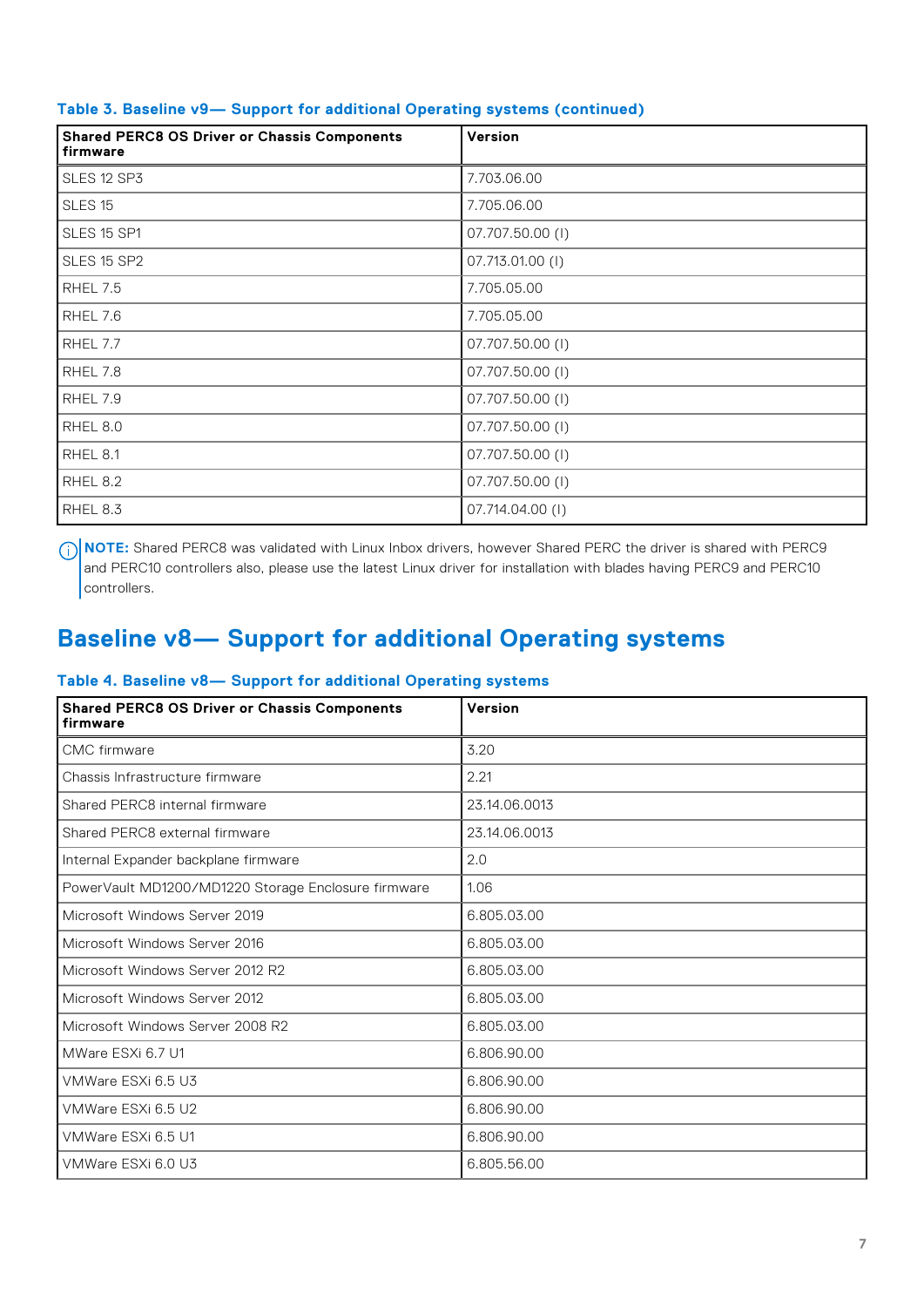**Table 3. Baseline v9— Support for additional Operating systems (continued)**

| Shared PERC8 OS Driver or Chassis Components firmware | Version |
|---|---|
| SLES 12 SP3 | 7.703.06.00 |
| SLES 15 | 7.705.06.00 |
| SLES 15 SP1 | 07.707.50.00 (I) |
| SLES 15 SP2 | 07.713.01.00 (I) |
| RHEL 7.5 | 7.705.05.00 |
| RHEL 7.6 | 7.705.05.00 |
| RHEL 7.7 | 07.707.50.00 (I) |
| RHEL 7.8 | 07.707.50.00 (I) |
| RHEL 7.9 | 07.707.50.00 (I) |
| RHEL 8.0 | 07.707.50.00 (I) |
| RHEL 8.1 | 07.707.50.00 (I) |
| RHEL 8.2 | 07.707.50.00 (I) |
| RHEL 8.3 | 07.714.04.00 (I) |

**NOTE:** Shared PERC8 was validated with Linux Inbox drivers, however Shared PERC the driver is shared with PERC9 and PERC10 controllers also, please use the latest Linux driver for installation with blades having PERC9 and PERC10 controllers.

## Baseline v8— Support for additional Operating systems

**Table 4. Baseline v8— Support for additional Operating systems**

| Shared PERC8 OS Driver or Chassis Components firmware | Version |
|---|---|
| CMC firmware | 3.20 |
| Chassis Infrastructure firmware | 2.21 |
| Shared PERC8 internal firmware | 23.14.06.0013 |
| Shared PERC8 external firmware | 23.14.06.0013 |
| Internal Expander backplane firmware | 2.0 |
| PowerVault MD1200/MD1220 Storage Enclosure firmware | 1.06 |
| Microsoft Windows Server 2019 | 6.805.03.00 |
| Microsoft Windows Server 2016 | 6.805.03.00 |
| Microsoft Windows Server 2012 R2 | 6.805.03.00 |
| Microsoft Windows Server 2012 | 6.805.03.00 |
| Microsoft Windows Server 2008 R2 | 6.805.03.00 |
| MWare ESXi 6.7 U1 | 6.806.90.00 |
| VMWare ESXi 6.5 U3 | 6.806.90.00 |
| VMWare ESXi 6.5 U2 | 6.806.90.00 |
| VMWare ESXi 6.5 U1 | 6.806.90.00 |
| VMWare ESXi 6.0 U3 | 6.805.56.00 |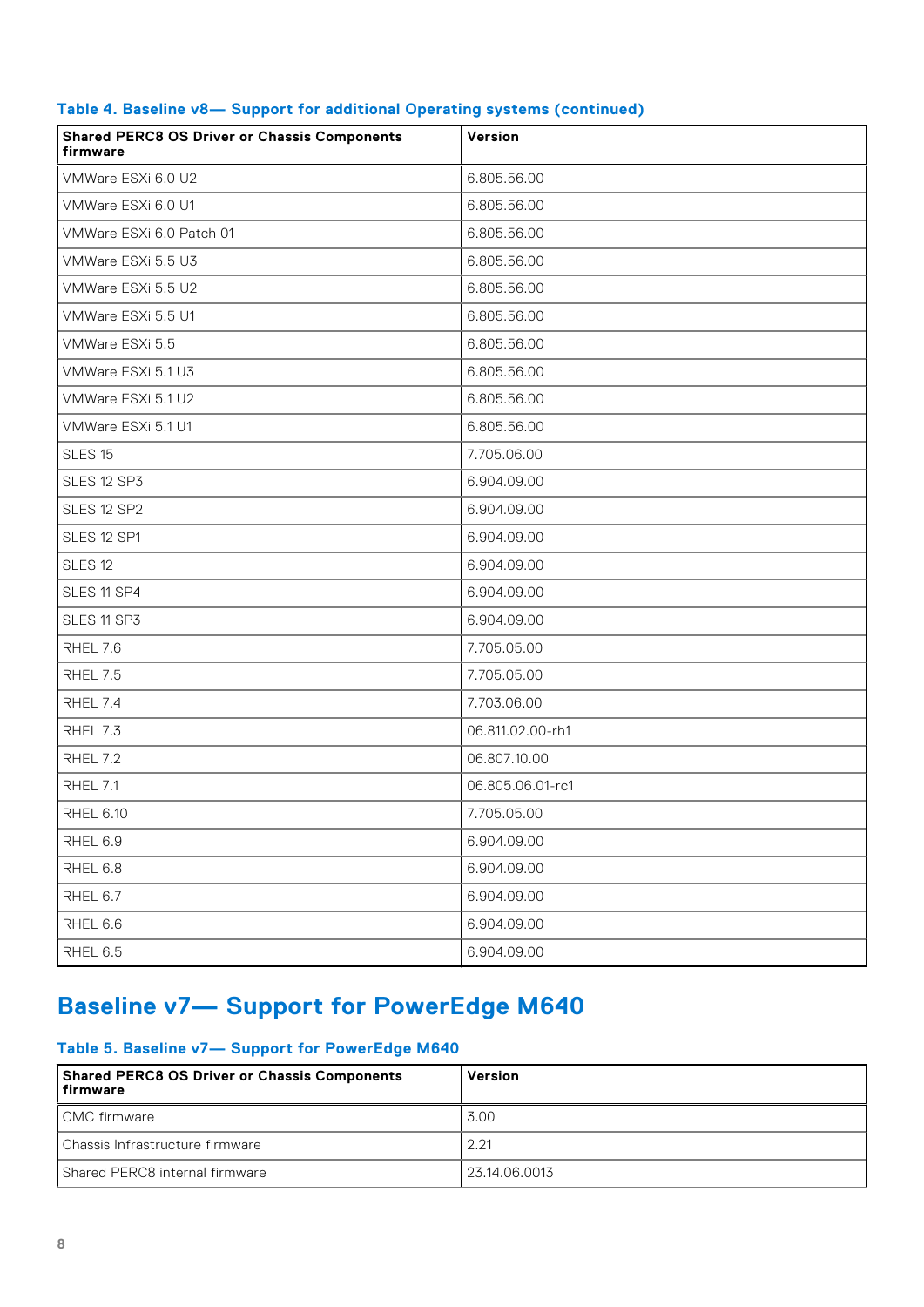**Table 4. Baseline v8— Support for additional Operating systems (continued)**

| Shared PERC8 OS Driver or Chassis Components firmware | Version |
|---|---|
| VMWare ESXi 6.0 U2 | 6.805.56.00 |
| VMWare ESXi 6.0 U1 | 6.805.56.00 |
| VMWare ESXi 6.0 Patch 01 | 6.805.56.00 |
| VMWare ESXi 5.5 U3 | 6.805.56.00 |
| VMWare ESXi 5.5 U2 | 6.805.56.00 |
| VMWare ESXi 5.5 U1 | 6.805.56.00 |
| VMWare ESXi 5.5 | 6.805.56.00 |
| VMWare ESXi 5.1 U3 | 6.805.56.00 |
| VMWare ESXi 5.1 U2 | 6.805.56.00 |
| VMWare ESXi 5.1 U1 | 6.805.56.00 |
| SLES 15 | 7.705.06.00 |
| SLES 12 SP3 | 6.904.09.00 |
| SLES 12 SP2 | 6.904.09.00 |
| SLES 12 SP1 | 6.904.09.00 |
| SLES 12 | 6.904.09.00 |
| SLES 11 SP4 | 6.904.09.00 |
| SLES 11 SP3 | 6.904.09.00 |
| RHEL 7.6 | 7.705.05.00 |
| RHEL 7.5 | 7.705.05.00 |
| RHEL 7.4 | 7.703.06.00 |
| RHEL 7.3 | 06.811.02.00-rh1 |
| RHEL 7.2 | 06.807.10.00 |
| RHEL 7.1 | 06.805.06.01-rc1 |
| RHEL 6.10 | 7.705.05.00 |
| RHEL 6.9 | 6.904.09.00 |
| RHEL 6.8 | 6.904.09.00 |
| RHEL 6.7 | 6.904.09.00 |
| RHEL 6.6 | 6.904.09.00 |
| RHEL 6.5 | 6.904.09.00 |

## Baseline v7— Support for PowerEdge M640

**Table 5. Baseline v7— Support for PowerEdge M640**

| Shared PERC8 OS Driver or Chassis Components firmware | Version |
|---|---|
| CMC firmware | 3.00 |
| Chassis Infrastructure firmware | 2.21 |
| Shared PERC8 internal firmware | 23.14.06.0013 |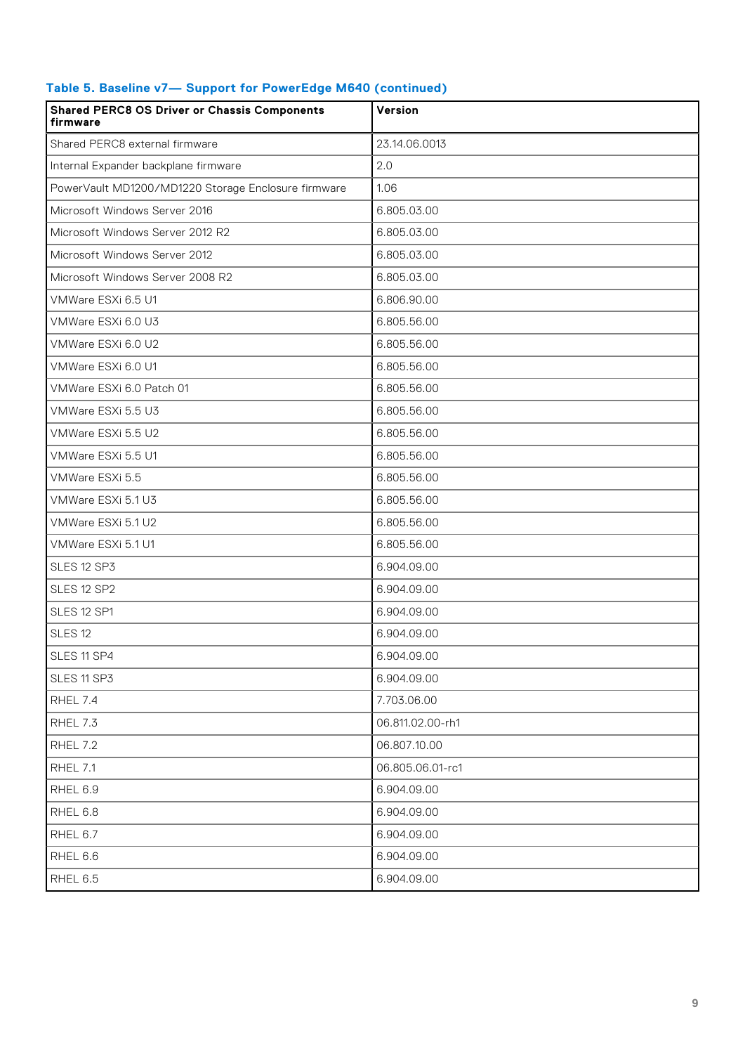**Table 5. Baseline v7— Support for PowerEdge M640 (continued)**

| Shared PERC8 OS Driver or Chassis Components firmware | Version |
|---|---|
| Shared PERC8 external firmware | 23.14.06.0013 |
| Internal Expander backplane firmware | 2.0 |
| PowerVault MD1200/MD1220 Storage Enclosure firmware | 1.06 |
| Microsoft Windows Server 2016 | 6.805.03.00 |
| Microsoft Windows Server 2012 R2 | 6.805.03.00 |
| Microsoft Windows Server 2012 | 6.805.03.00 |
| Microsoft Windows Server 2008 R2 | 6.805.03.00 |
| VMWare ESXi 6.5 U1 | 6.806.90.00 |
| VMWare ESXi 6.0 U3 | 6.805.56.00 |
| VMWare ESXi 6.0 U2 | 6.805.56.00 |
| VMWare ESXi 6.0 U1 | 6.805.56.00 |
| VMWare ESXi 6.0 Patch 01 | 6.805.56.00 |
| VMWare ESXi 5.5 U3 | 6.805.56.00 |
| VMWare ESXi 5.5 U2 | 6.805.56.00 |
| VMWare ESXi 5.5 U1 | 6.805.56.00 |
| VMWare ESXi 5.5 | 6.805.56.00 |
| VMWare ESXi 5.1 U3 | 6.805.56.00 |
| VMWare ESXi 5.1 U2 | 6.805.56.00 |
| VMWare ESXi 5.1 U1 | 6.805.56.00 |
| SLES 12 SP3 | 6.904.09.00 |
| SLES 12 SP2 | 6.904.09.00 |
| SLES 12 SP1 | 6.904.09.00 |
| SLES 12 | 6.904.09.00 |
| SLES 11 SP4 | 6.904.09.00 |
| SLES 11 SP3 | 6.904.09.00 |
| RHEL 7.4 | 7.703.06.00 |
| RHEL 7.3 | 06.811.02.00-rh1 |
| RHEL 7.2 | 06.807.10.00 |
| RHEL 7.1 | 06.805.06.01-rc1 |
| RHEL 6.9 | 6.904.09.00 |
| RHEL 6.8 | 6.904.09.00 |
| RHEL 6.7 | 6.904.09.00 |
| RHEL 6.6 | 6.904.09.00 |
| RHEL 6.5 | 6.904.09.00 |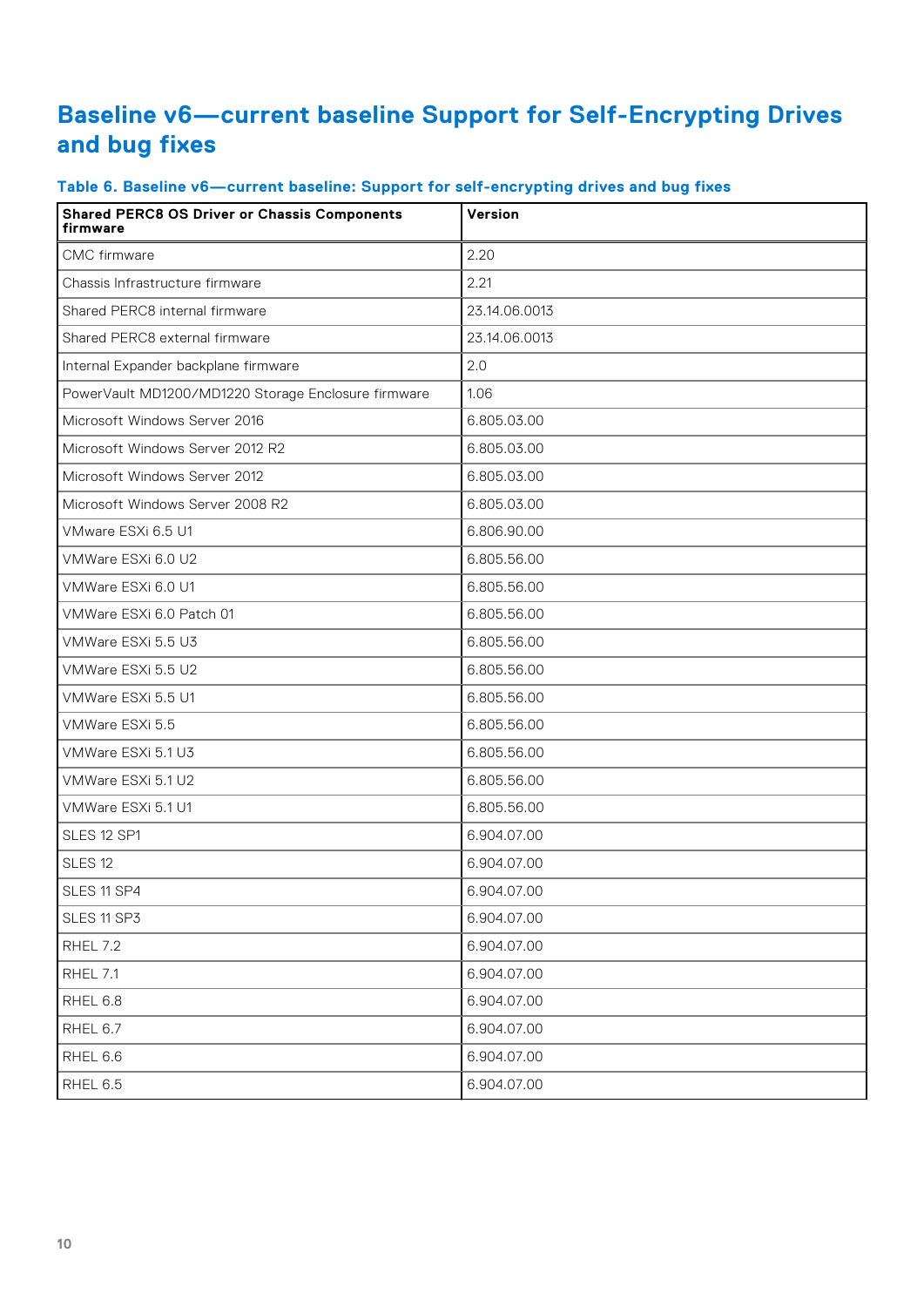## Baseline v6—current baseline Support for Self-Encrypting Drives and bug fixes

**Table 6. Baseline v6—current baseline: Support for self-encrypting drives and bug fixes**

| Shared PERC8 OS Driver or Chassis Components firmware | Version |
| --- | --- |
| CMC firmware | 2.20 |
| Chassis Infrastructure firmware | 2.21 |
| Shared PERC8 internal firmware | 23.14.06.0013 |
| Shared PERC8 external firmware | 23.14.06.0013 |
| Internal Expander backplane firmware | 2.0 |
| PowerVault MD1200/MD1220 Storage Enclosure firmware | 1.06 |
| Microsoft Windows Server 2016 | 6.805.03.00 |
| Microsoft Windows Server 2012 R2 | 6.805.03.00 |
| Microsoft Windows Server 2012 | 6.805.03.00 |
| Microsoft Windows Server 2008 R2 | 6.805.03.00 |
| VMware ESXi 6.5 U1 | 6.806.90.00 |
| VMWare ESXi 6.0 U2 | 6.805.56.00 |
| VMWare ESXi 6.0 U1 | 6.805.56.00 |
| VMWare ESXi 6.0 Patch 01 | 6.805.56.00 |
| VMWare ESXi 5.5 U3 | 6.805.56.00 |
| VMWare ESXi 5.5 U2 | 6.805.56.00 |
| VMWare ESXi 5.5 U1 | 6.805.56.00 |
| VMWare ESXi 5.5 | 6.805.56.00 |
| VMWare ESXi 5.1 U3 | 6.805.56.00 |
| VMWare ESXi 5.1 U2 | 6.805.56.00 |
| VMWare ESXi 5.1 U1 | 6.805.56.00 |
| SLES 12 SP1 | 6.904.07.00 |
| SLES 12 | 6.904.07.00 |
| SLES 11 SP4 | 6.904.07.00 |
| SLES 11 SP3 | 6.904.07.00 |
| RHEL 7.2 | 6.904.07.00 |
| RHEL 7.1 | 6.904.07.00 |
| RHEL 6.8 | 6.904.07.00 |
| RHEL 6.7 | 6.904.07.00 |
| RHEL 6.6 | 6.904.07.00 |
| RHEL 6.5 | 6.904.07.00 |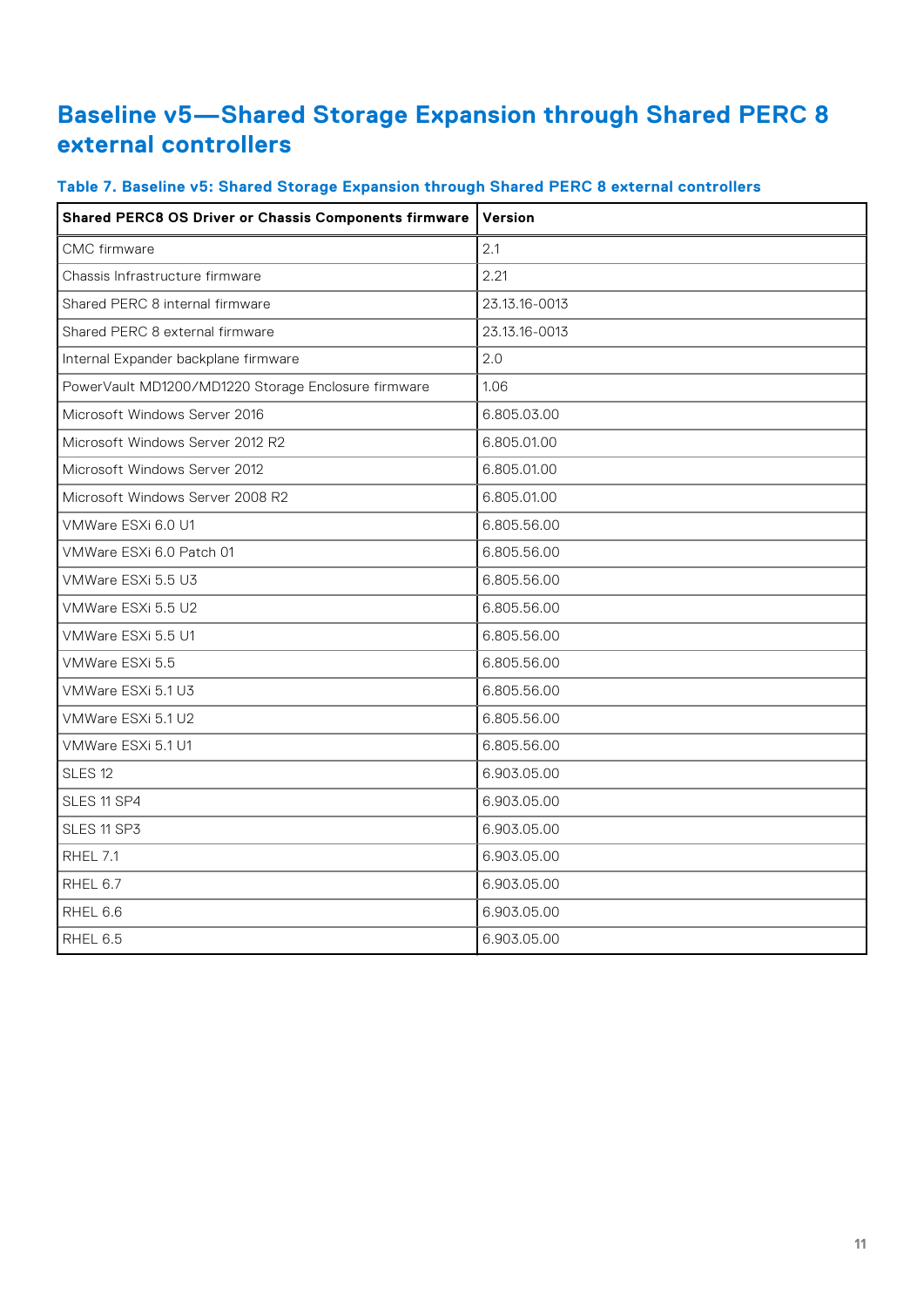## Baseline v5—Shared Storage Expansion through Shared PERC 8 external controllers

**Table 7. Baseline v5: Shared Storage Expansion through Shared PERC 8 external controllers**

| Shared PERC8 OS Driver or Chassis Components firmware | Version |
|---|---|
| CMC firmware | 2.1 |
| Chassis Infrastructure firmware | 2.21 |
| Shared PERC 8 internal firmware | 23.13.16-0013 |
| Shared PERC 8 external firmware | 23.13.16-0013 |
| Internal Expander backplane firmware | 2.0 |
| PowerVault MD1200/MD1220 Storage Enclosure firmware | 1.06 |
| Microsoft Windows Server 2016 | 6.805.03.00 |
| Microsoft Windows Server 2012 R2 | 6.805.01.00 |
| Microsoft Windows Server 2012 | 6.805.01.00 |
| Microsoft Windows Server 2008 R2 | 6.805.01.00 |
| VMWare ESXi 6.0 U1 | 6.805.56.00 |
| VMWare ESXi 6.0 Patch 01 | 6.805.56.00 |
| VMWare ESXi 5.5 U3 | 6.805.56.00 |
| VMWare ESXi 5.5 U2 | 6.805.56.00 |
| VMWare ESXi 5.5 U1 | 6.805.56.00 |
| VMWare ESXi 5.5 | 6.805.56.00 |
| VMWare ESXi 5.1 U3 | 6.805.56.00 |
| VMWare ESXi 5.1 U2 | 6.805.56.00 |
| VMWare ESXi 5.1 U1 | 6.805.56.00 |
| SLES 12 | 6.903.05.00 |
| SLES 11 SP4 | 6.903.05.00 |
| SLES 11 SP3 | 6.903.05.00 |
| RHEL 7.1 | 6.903.05.00 |
| RHEL 6.7 | 6.903.05.00 |
| RHEL 6.6 | 6.903.05.00 |
| RHEL 6.5 | 6.903.05.00 |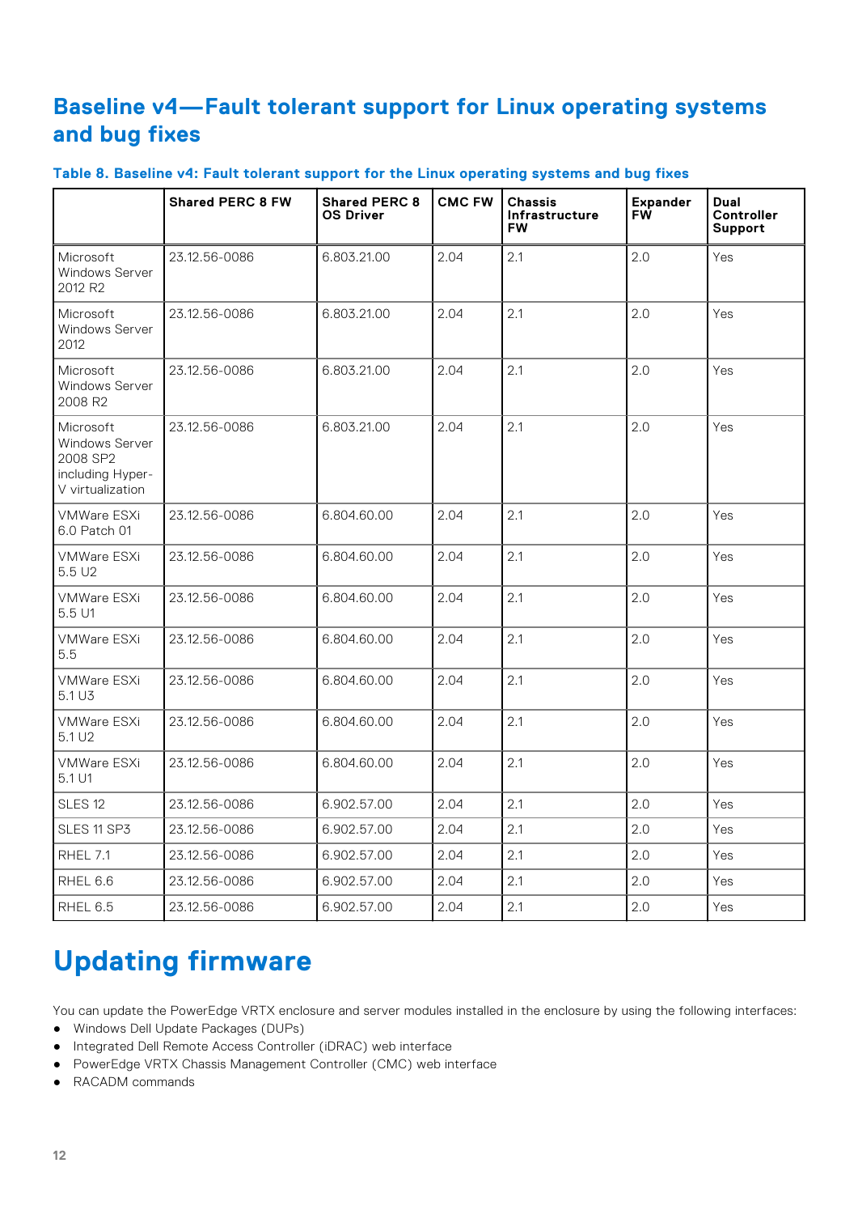## Baseline v4—Fault tolerant support for Linux operating systems and bug fixes

**Table 8. Baseline v4: Fault tolerant support for the Linux operating systems and bug fixes**

| | Shared PERC 8 FW | Shared PERC 8 OS Driver | CMC FW | Chassis Infrastructure FW | Expander FW | Dual Controller Support |
|---|---|---|---|---|---|---|
| Microsoft Windows Server 2012 R2 | 23.12.56-0086 | 6.803.21.00 | 2.04 | 2.1 | 2.0 | Yes |
| Microsoft Windows Server 2012 | 23.12.56-0086 | 6.803.21.00 | 2.04 | 2.1 | 2.0 | Yes |
| Microsoft Windows Server 2008 R2 | 23.12.56-0086 | 6.803.21.00 | 2.04 | 2.1 | 2.0 | Yes |
| Microsoft Windows Server 2008 SP2 including Hyper-V virtualization | 23.12.56-0086 | 6.803.21.00 | 2.04 | 2.1 | 2.0 | Yes |
| VMWare ESXi 6.0 Patch 01 | 23.12.56-0086 | 6.804.60.00 | 2.04 | 2.1 | 2.0 | Yes |
| VMWare ESXi 5.5 U2 | 23.12.56-0086 | 6.804.60.00 | 2.04 | 2.1 | 2.0 | Yes |
| VMWare ESXi 5.5 U1 | 23.12.56-0086 | 6.804.60.00 | 2.04 | 2.1 | 2.0 | Yes |
| VMWare ESXi 5.5 | 23.12.56-0086 | 6.804.60.00 | 2.04 | 2.1 | 2.0 | Yes |
| VMWare ESXi 5.1 U3 | 23.12.56-0086 | 6.804.60.00 | 2.04 | 2.1 | 2.0 | Yes |
| VMWare ESXi 5.1 U2 | 23.12.56-0086 | 6.804.60.00 | 2.04 | 2.1 | 2.0 | Yes |
| VMWare ESXi 5.1 U1 | 23.12.56-0086 | 6.804.60.00 | 2.04 | 2.1 | 2.0 | Yes |
| SLES 12 | 23.12.56-0086 | 6.902.57.00 | 2.04 | 2.1 | 2.0 | Yes |
| SLES 11 SP3 | 23.12.56-0086 | 6.902.57.00 | 2.04 | 2.1 | 2.0 | Yes |
| RHEL 7.1 | 23.12.56-0086 | 6.902.57.00 | 2.04 | 2.1 | 2.0 | Yes |
| RHEL 6.6 | 23.12.56-0086 | 6.902.57.00 | 2.04 | 2.1 | 2.0 | Yes |
| RHEL 6.5 | 23.12.56-0086 | 6.902.57.00 | 2.04 | 2.1 | 2.0 | Yes |

# Updating firmware

You can update the PowerEdge VRTX enclosure and server modules installed in the enclosure by using the following interfaces:

- Windows Dell Update Packages (DUPs)
- Integrated Dell Remote Access Controller (iDRAC) web interface
- PowerEdge VRTX Chassis Management Controller (CMC) web interface
- RACADM commands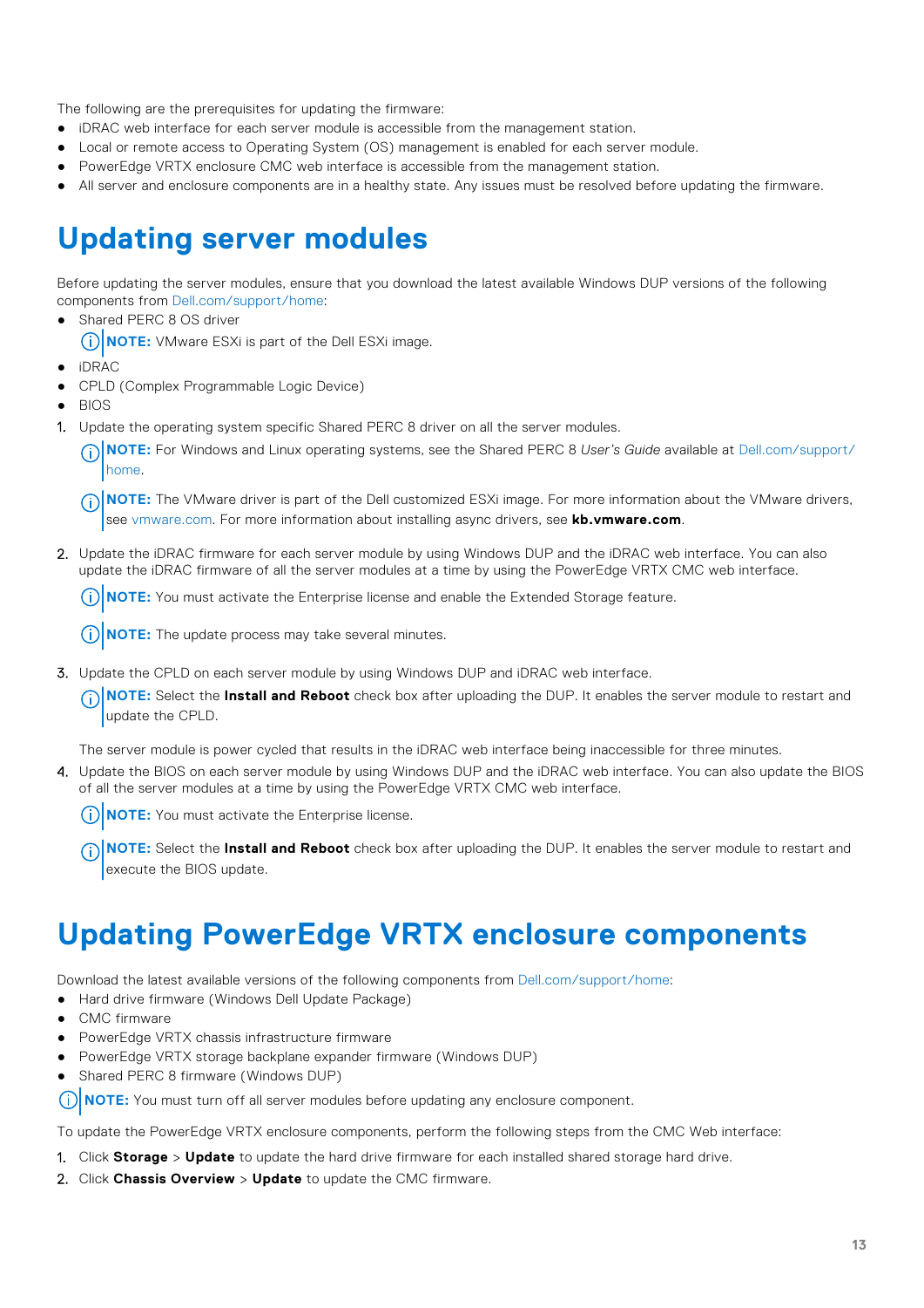The following are the prerequisites for updating the firmware:

- iDRAC web interface for each server module is accessible from the management station.
- Local or remote access to Operating System (OS) management is enabled for each server module.
- PowerEdge VRTX enclosure CMC web interface is accessible from the management station.
- All server and enclosure components are in a healthy state. Any issues must be resolved before updating the firmware.

# Updating server modules

Before updating the server modules, ensure that you download the latest available Windows DUP versions of the following components from Dell.com/support/home:

- Shared PERC 8 OS driver

  **NOTE:** VMware ESXi is part of the Dell ESXi image.

- iDRAC
- CPLD (Complex Programmable Logic Device)
- BIOS

1. Update the operating system specific Shared PERC 8 driver on all the server modules.

   **NOTE:** For Windows and Linux operating systems, see the Shared PERC 8 *User's Guide* available at Dell.com/support/home.

   **NOTE:** The VMware driver is part of the Dell customized ESXi image. For more information about the VMware drivers, see vmware.com. For more information about installing async drivers, see **kb.vmware.com**.

2. Update the iDRAC firmware for each server module by using Windows DUP and the iDRAC web interface. You can also update the iDRAC firmware of all the server modules at a time by using the PowerEdge VRTX CMC web interface.

   **NOTE:** You must activate the Enterprise license and enable the Extended Storage feature.

   **NOTE:** The update process may take several minutes.

3. Update the CPLD on each server module by using Windows DUP and iDRAC web interface.

   **NOTE:** Select the **Install and Reboot** check box after uploading the DUP. It enables the server module to restart and update the CPLD.

   The server module is power cycled that results in the iDRAC web interface being inaccessible for three minutes.

4. Update the BIOS on each server module by using Windows DUP and the iDRAC web interface. You can also update the BIOS of all the server modules at a time by using the PowerEdge VRTX CMC web interface.

   **NOTE:** You must activate the Enterprise license.

   **NOTE:** Select the **Install and Reboot** check box after uploading the DUP. It enables the server module to restart and execute the BIOS update.

# Updating PowerEdge VRTX enclosure components

Download the latest available versions of the following components from Dell.com/support/home:

- Hard drive firmware (Windows Dell Update Package)
- CMC firmware
- PowerEdge VRTX chassis infrastructure firmware
- PowerEdge VRTX storage backplane expander firmware (Windows DUP)
- Shared PERC 8 firmware (Windows DUP)

**NOTE:** You must turn off all server modules before updating any enclosure component.

To update the PowerEdge VRTX enclosure components, perform the following steps from the CMC Web interface:

1. Click **Storage** > **Update** to update the hard drive firmware for each installed shared storage hard drive.
2. Click **Chassis Overview** > **Update** to update the CMC firmware.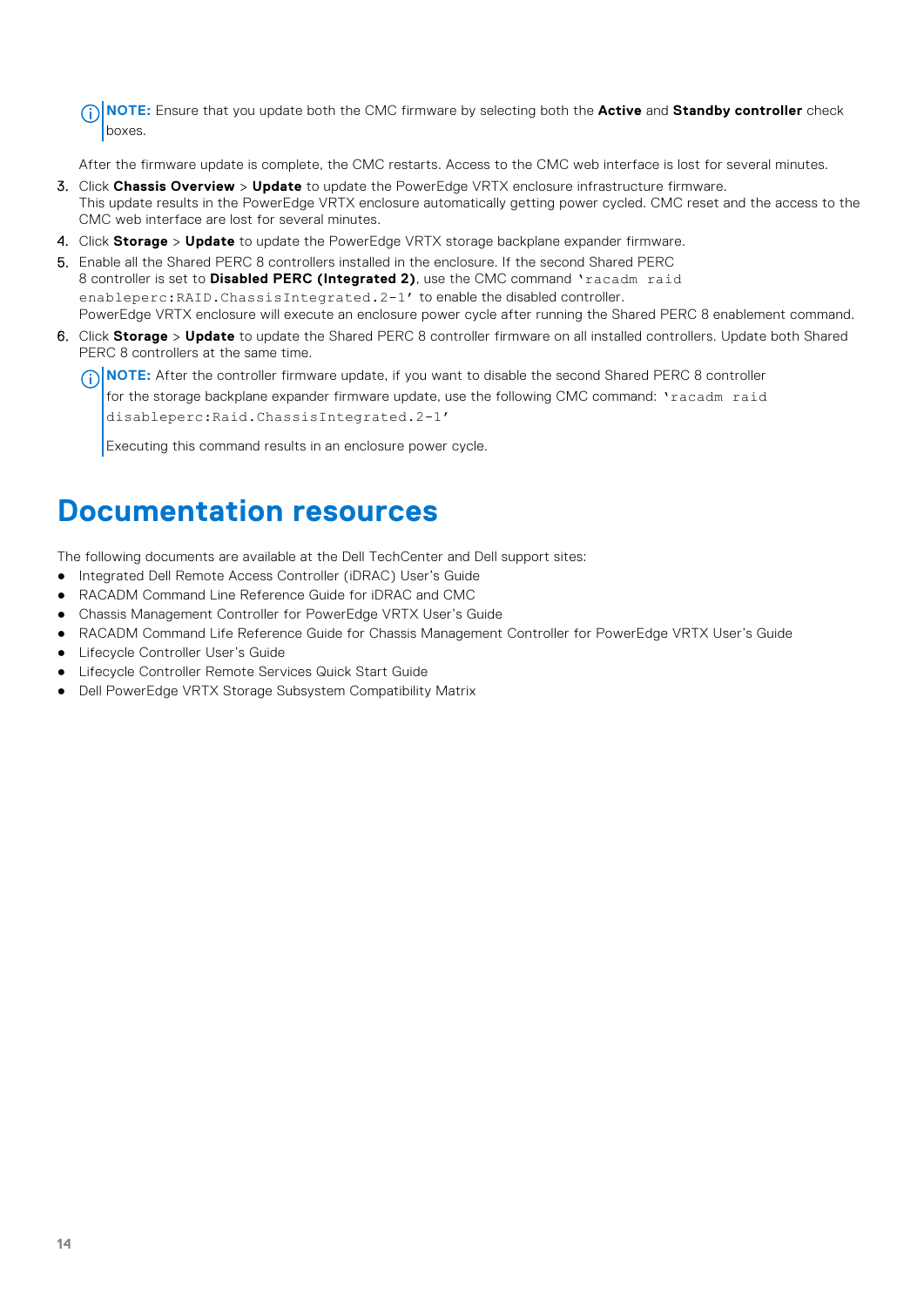**NOTE:** Ensure that you update both the CMC firmware by selecting both the **Active** and **Standby controller** check boxes.

After the firmware update is complete, the CMC restarts. Access to the CMC web interface is lost for several minutes.

3. Click **Chassis Overview** > **Update** to update the PowerEdge VRTX enclosure infrastructure firmware.
   This update results in the PowerEdge VRTX enclosure automatically getting power cycled. CMC reset and the access to the CMC web interface are lost for several minutes.
4. Click **Storage** > **Update** to update the PowerEdge VRTX storage backplane expander firmware.
5. Enable all the Shared PERC 8 controllers installed in the enclosure. If the second Shared PERC 8 controller is set to **Disabled PERC (Integrated 2)**, use the CMC command `'racadm raid enableperc:RAID.ChassisIntegrated.2-1'` to enable the disabled controller.
   PowerEdge VRTX enclosure will execute an enclosure power cycle after running the Shared PERC 8 enablement command.
6. Click **Storage** > **Update** to update the Shared PERC 8 controller firmware on all installed controllers. Update both Shared PERC 8 controllers at the same time.

   **NOTE:** After the controller firmware update, if you want to disable the second Shared PERC 8 controller for the storage backplane expander firmware update, use the following CMC command: `'racadm raid disableperc:Raid.ChassisIntegrated.2-1'`

   Executing this command results in an enclosure power cycle.

# Documentation resources

The following documents are available at the Dell TechCenter and Dell support sites:

- Integrated Dell Remote Access Controller (iDRAC) User's Guide
- RACADM Command Line Reference Guide for iDRAC and CMC
- Chassis Management Controller for PowerEdge VRTX User's Guide
- RACADM Command Life Reference Guide for Chassis Management Controller for PowerEdge VRTX User's Guide
- Lifecycle Controller User's Guide
- Lifecycle Controller Remote Services Quick Start Guide
- Dell PowerEdge VRTX Storage Subsystem Compatibility Matrix